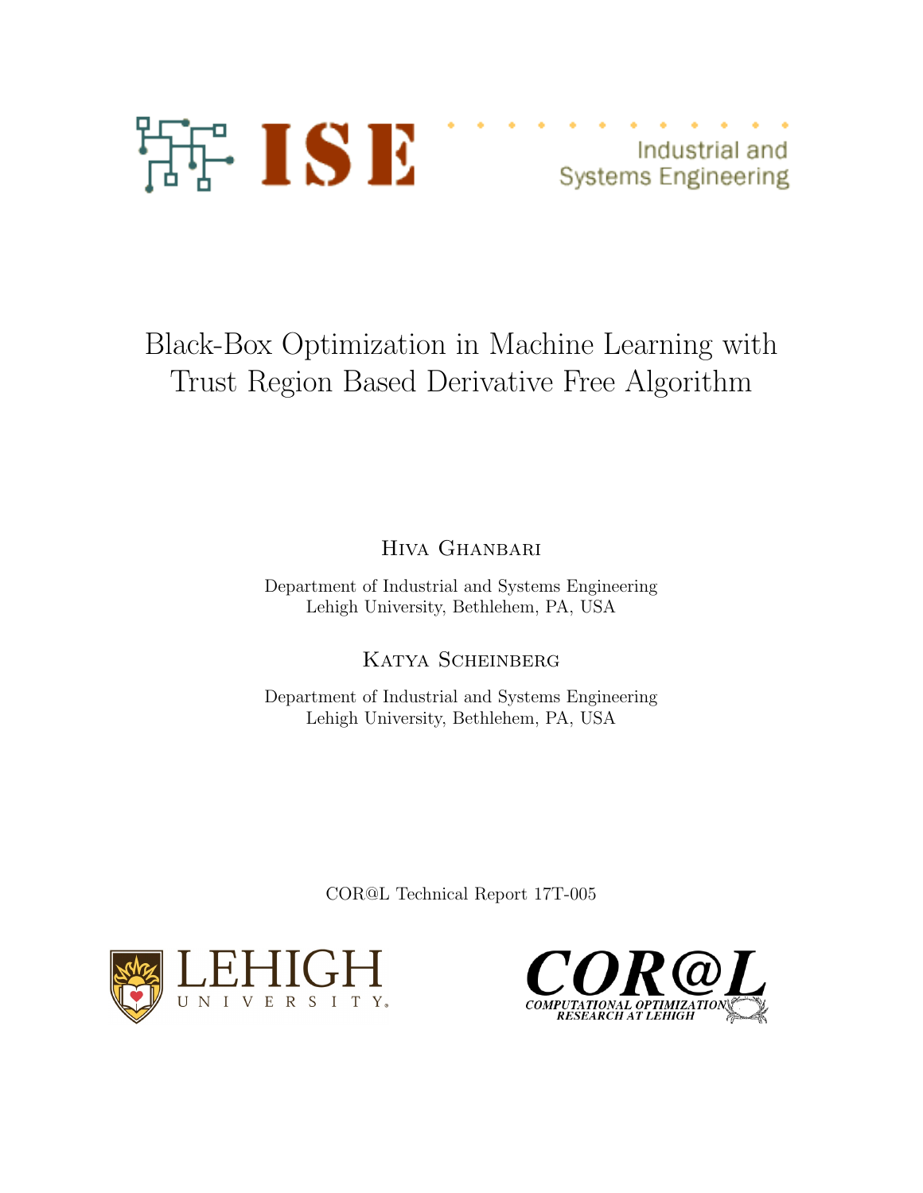ISE Industrial and Systems Engineering

# Black-Box Optimization in Machine Learning with Trust Region Based Derivative Free Algorithm

Hiva Ghanbari

Department of Industrial and Systems Engineering
Lehigh University, Bethlehem, PA, USA

Katya Scheinberg

Department of Industrial and Systems Engineering
Lehigh University, Bethlehem, PA, USA

COR@L Technical Report 17T-005

LEHIGH UNIVERSITY.

COR@L COMPUTATIONAL OPTIMIZATION RESEARCH AT LEHIGH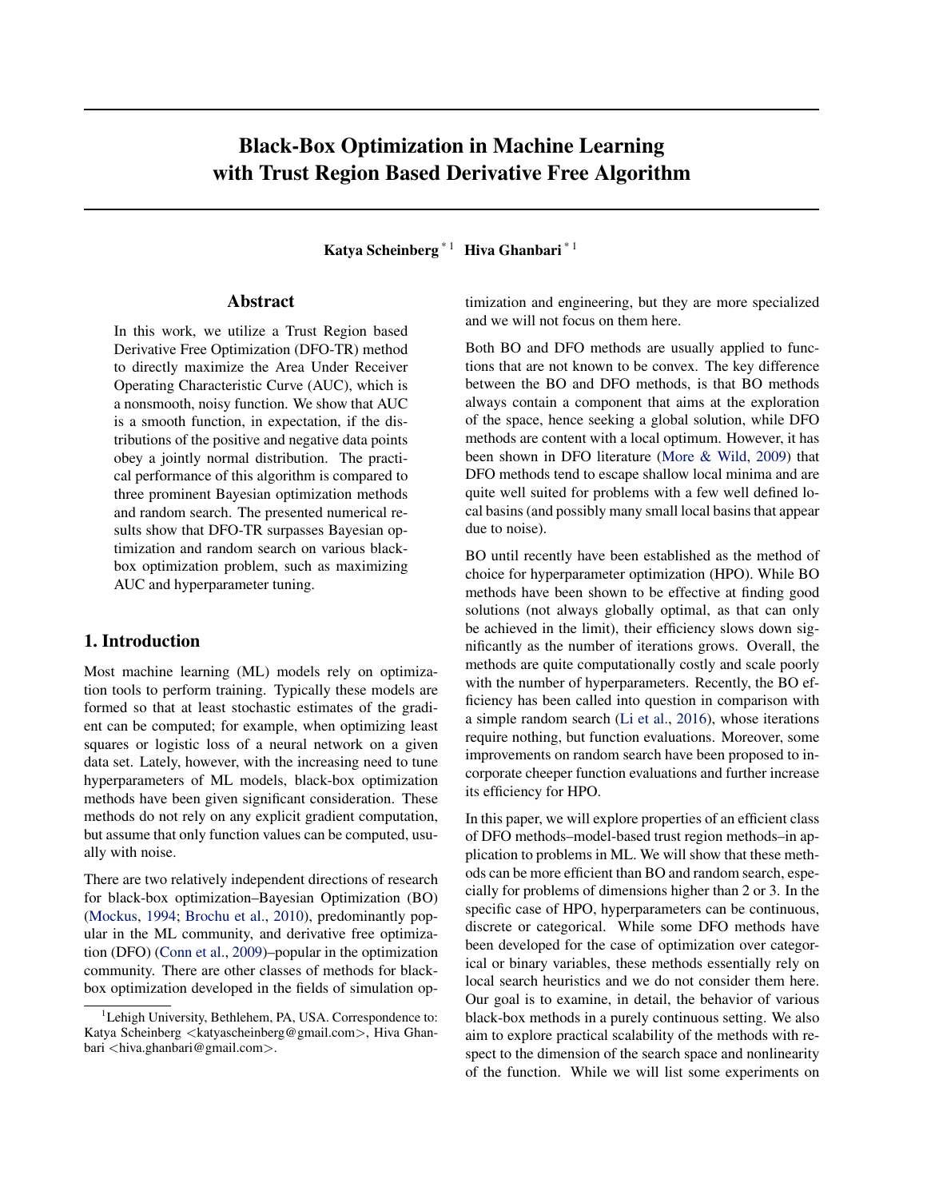# Black-Box Optimization in Machine Learning with Trust Region Based Derivative Free Algorithm

**Katya Scheinberg** [*1] **Hiva Ghanbari** [*1]

## Abstract

In this work, we utilize a Trust Region based Derivative Free Optimization (DFO-TR) method to directly maximize the Area Under Receiver Operating Characteristic Curve (AUC), which is a nonsmooth, noisy function. We show that AUC is a smooth function, in expectation, if the distributions of the positive and negative data points obey a jointly normal distribution. The practical performance of this algorithm is compared to three prominent Bayesian optimization methods and random search. The presented numerical results show that DFO-TR surpasses Bayesian optimization and random search on various black-box optimization problem, such as maximizing AUC and hyperparameter tuning.

## 1. Introduction

Most machine learning (ML) models rely on optimization tools to perform training. Typically these models are formed so that at least stochastic estimates of the gradient can be computed; for example, when optimizing least squares or logistic loss of a neural network on a given data set. Lately, however, with the increasing need to tune hyperparameters of ML models, black-box optimization methods have been given significant consideration. These methods do not rely on any explicit gradient computation, but assume that only function values can be computed, usually with noise.

There are two relatively independent directions of research for black-box optimization–Bayesian Optimization (BO) (Mockus, 1994; Brochu et al., 2010), predominantly popular in the ML community, and derivative free optimization (DFO) (Conn et al., 2009)–popular in the optimization community. There are other classes of methods for black-box optimization developed in the fields of simulation optimization and engineering, but they are more specialized and we will not focus on them here.

Both BO and DFO methods are usually applied to functions that are not known to be convex. The key difference between the BO and DFO methods, is that BO methods always contain a component that aims at the exploration of the space, hence seeking a global solution, while DFO methods are content with a local optimum. However, it has been shown in DFO literature (More & Wild, 2009) that DFO methods tend to escape shallow local minima and are quite well suited for problems with a few well defined local basins (and possibly many small local basins that appear due to noise).

BO until recently have been established as the method of choice for hyperparameter optimization (HPO). While BO methods have been shown to be effective at finding good solutions (not always globally optimal, as that can only be achieved in the limit), their efficiency slows down significantly as the number of iterations grows. Overall, the methods are quite computationally costly and scale poorly with the number of hyperparameters. Recently, the BO efficiency has been called into question in comparison with a simple random search (Li et al., 2016), whose iterations require nothing, but function evaluations. Moreover, some improvements on random search have been proposed to incorporate cheeper function evaluations and further increase its efficiency for HPO.

In this paper, we will explore properties of an efficient class of DFO methods–model-based trust region methods–in application to problems in ML. We will show that these methods can be more efficient than BO and random search, especially for problems of dimensions higher than 2 or 3. In the specific case of HPO, hyperparameters can be continuous, discrete or categorical. While some DFO methods have been developed for the case of optimization over categorical or binary variables, these methods essentially rely on local search heuristics and we do not consider them here. Our goal is to examine, in detail, the behavior of various black-box methods in a purely continuous setting. We also aim to explore practical scalability of the methods with respect to the dimension of the search space and nonlinearity of the function. While we will list some experiments on

[1] Lehigh University, Bethlehem, PA, USA. Correspondence to: Katya Scheinberg <katyascheinberg@gmail.com>, Hiva Ghanbari <hiva.ghanbari@gmail.com>.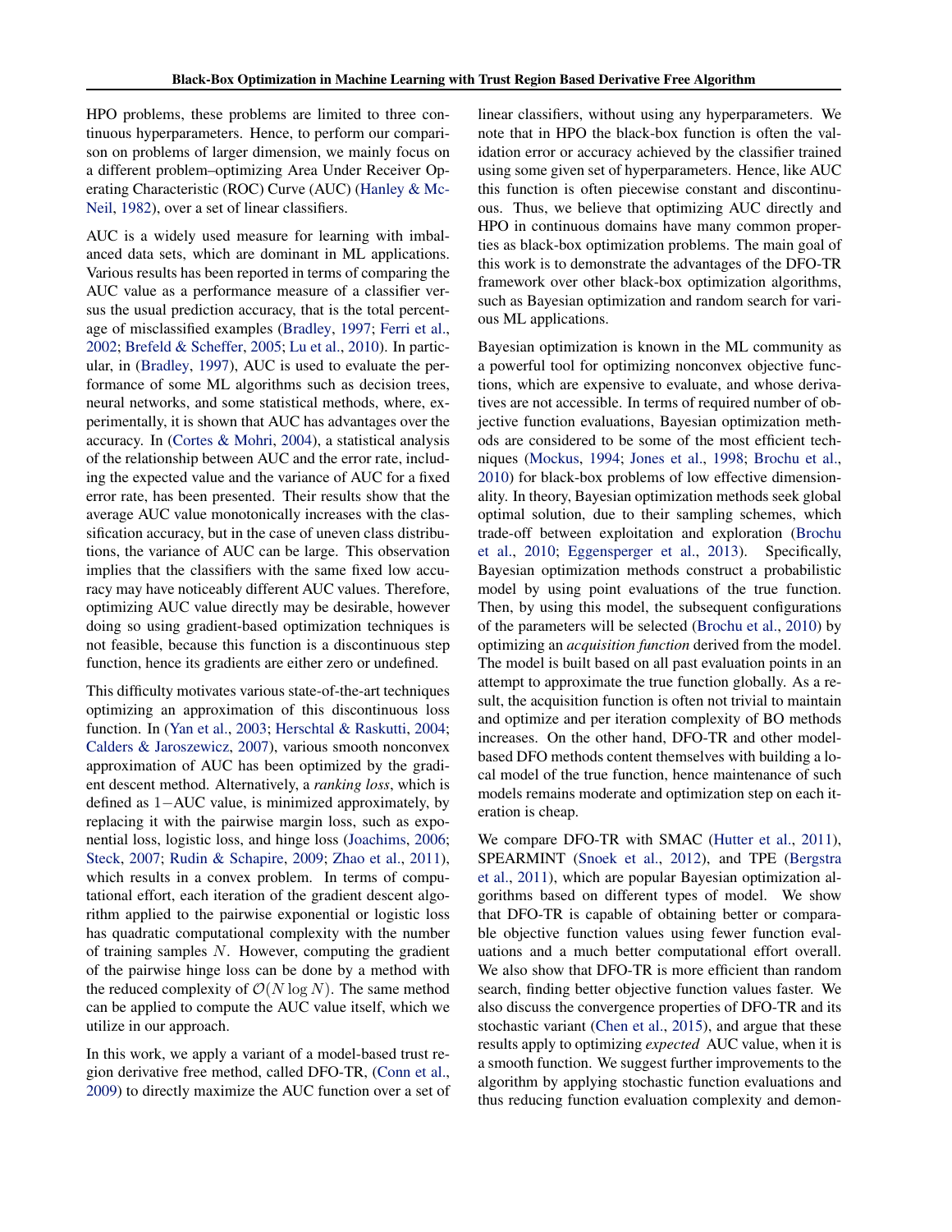HPO problems, these problems are limited to three continuous hyperparameters. Hence, to perform our comparison on problems of larger dimension, we mainly focus on a different problem–optimizing Area Under Receiver Operating Characteristic (ROC) Curve (AUC) (Hanley & McNeil, 1982), over a set of linear classifiers.

AUC is a widely used measure for learning with imbalanced data sets, which are dominant in ML applications. Various results has been reported in terms of comparing the AUC value as a performance measure of a classifier versus the usual prediction accuracy, that is the total percentage of misclassified examples (Bradley, 1997; Ferri et al., 2002; Brefeld & Scheffer, 2005; Lu et al., 2010). In particular, in (Bradley, 1997), AUC is used to evaluate the performance of some ML algorithms such as decision trees, neural networks, and some statistical methods, where, experimentally, it is shown that AUC has advantages over the accuracy. In (Cortes & Mohri, 2004), a statistical analysis of the relationship between AUC and the error rate, including the expected value and the variance of AUC for a fixed error rate, has been presented. Their results show that the average AUC value monotonically increases with the classification accuracy, but in the case of uneven class distributions, the variance of AUC can be large. This observation implies that the classifiers with the same fixed low accuracy may have noticeably different AUC values. Therefore, optimizing AUC value directly may be desirable, however doing so using gradient-based optimization techniques is not feasible, because this function is a discontinuous step function, hence its gradients are either zero or undefined.

This difficulty motivates various state-of-the-art techniques optimizing an approximation of this discontinuous loss function. In (Yan et al., 2003; Herschtal & Raskutti, 2004; Calders & Jaroszewicz, 2007), various smooth nonconvex approximation of AUC has been optimized by the gradient descent method. Alternatively, a *ranking loss*, which is defined as $1-$AUC value, is minimized approximately, by replacing it with the pairwise margin loss, such as exponential loss, logistic loss, and hinge loss (Joachims, 2006; Steck, 2007; Rudin & Schapire, 2009; Zhao et al., 2011), which results in a convex problem. In terms of computational effort, each iteration of the gradient descent algorithm applied to the pairwise exponential or logistic loss has quadratic computational complexity with the number of training samples $N$. However, computing the gradient of the pairwise hinge loss can be done by a method with the reduced complexity of $\mathcal{O}(N \log N)$. The same method can be applied to compute the AUC value itself, which we utilize in our approach.

In this work, we apply a variant of a model-based trust region derivative free method, called DFO-TR, (Conn et al., 2009) to directly maximize the AUC function over a set of linear classifiers, without using any hyperparameters. We note that in HPO the black-box function is often the validation error or accuracy achieved by the classifier trained using some given set of hyperparameters. Hence, like AUC this function is often piecewise constant and discontinuous. Thus, we believe that optimizing AUC directly and HPO in continuous domains have many common properties as black-box optimization problems. The main goal of this work is to demonstrate the advantages of the DFO-TR framework over other black-box optimization algorithms, such as Bayesian optimization and random search for various ML applications.

Bayesian optimization is known in the ML community as a powerful tool for optimizing nonconvex objective functions, which are expensive to evaluate, and whose derivatives are not accessible. In terms of required number of objective function evaluations, Bayesian optimization methods are considered to be some of the most efficient techniques (Mockus, 1994; Jones et al., 1998; Brochu et al., 2010) for black-box problems of low effective dimensionality. In theory, Bayesian optimization methods seek global optimal solution, due to their sampling schemes, which trade-off between exploitation and exploration (Brochu et al., 2010; Eggensperger et al., 2013). Specifically, Bayesian optimization methods construct a probabilistic model by using point evaluations of the true function. Then, by using this model, the subsequent configurations of the parameters will be selected (Brochu et al., 2010) by optimizing an *acquisition function* derived from the model. The model is built based on all past evaluation points in an attempt to approximate the true function globally. As a result, the acquisition function is often not trivial to maintain and optimize and per iteration complexity of BO methods increases. On the other hand, DFO-TR and other model-based DFO methods content themselves with building a local model of the true function, hence maintenance of such models remains moderate and optimization step on each iteration is cheap.

We compare DFO-TR with SMAC (Hutter et al., 2011), SPEARMINT (Snoek et al., 2012), and TPE (Bergstra et al., 2011), which are popular Bayesian optimization algorithms based on different types of model. We show that DFO-TR is capable of obtaining better or comparable objective function values using fewer function evaluations and a much better computational effort overall. We also show that DFO-TR is more efficient than random search, finding better objective function values faster. We also discuss the convergence properties of DFO-TR and its stochastic variant (Chen et al., 2015), and argue that these results apply to optimizing *expected* AUC value, when it is a smooth function. We suggest further improvements to the algorithm by applying stochastic function evaluations and thus reducing function evaluation complexity and demon-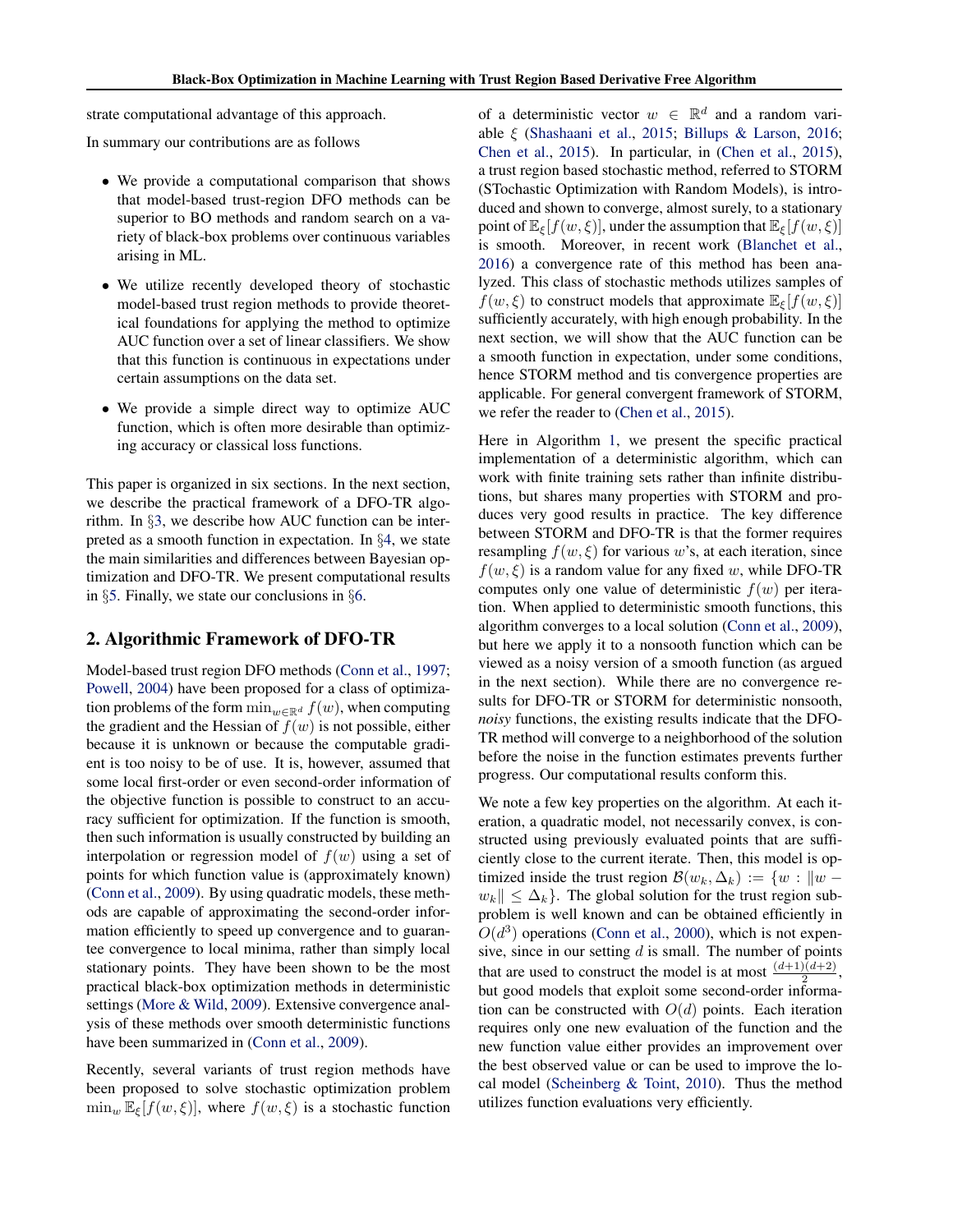strate computational advantage of this approach.

In summary our contributions are as follows

- We provide a computational comparison that shows that model-based trust-region DFO methods can be superior to BO methods and random search on a variety of black-box problems over continuous variables arising in ML.
- We utilize recently developed theory of stochastic model-based trust region methods to provide theoretical foundations for applying the method to optimize AUC function over a set of linear classifiers. We show that this function is continuous in expectations under certain assumptions on the data set.
- We provide a simple direct way to optimize AUC function, which is often more desirable than optimizing accuracy or classical loss functions.

This paper is organized in six sections. In the next section, we describe the practical framework of a DFO-TR algorithm. In §3, we describe how AUC function can be interpreted as a smooth function in expectation. In §4, we state the main similarities and differences between Bayesian optimization and DFO-TR. We present computational results in §5. Finally, we state our conclusions in §6.

## 2. Algorithmic Framework of DFO-TR

Model-based trust region DFO methods (Conn et al., 1997; Powell, 2004) have been proposed for a class of optimization problems of the form $\min_{w\in\mathbb{R}^d} f(w)$, when computing the gradient and the Hessian of $f(w)$ is not possible, either because it is unknown or because the computable gradient is too noisy to be of use. It is, however, assumed that some local first-order or even second-order information of the objective function is possible to construct to an accuracy sufficient for optimization. If the function is smooth, then such information is usually constructed by building an interpolation or regression model of $f(w)$ using a set of points for which function value is (approximately known) (Conn et al., 2009). By using quadratic models, these methods are capable of approximating the second-order information efficiently to speed up convergence and to guarantee convergence to local minima, rather than simply local stationary points. They have been shown to be the most practical black-box optimization methods in deterministic settings (More & Wild, 2009). Extensive convergence analysis of these methods over smooth deterministic functions have been summarized in (Conn et al., 2009).

Recently, several variants of trust region methods have been proposed to solve stochastic optimization problem $\min_w \mathbb{E}_\xi[f(w,\xi)]$, where $f(w,\xi)$ is a stochastic function of a deterministic vector $w \in \mathbb{R}^d$ and a random variable $\xi$ (Shashaani et al., 2015; Billups & Larson, 2016; Chen et al., 2015). In particular, in (Chen et al., 2015), a trust region based stochastic method, referred to STORM (STochastic Optimization with Random Models), is introduced and shown to converge, almost surely, to a stationary point of $\mathbb{E}_\xi[f(w,\xi)]$, under the assumption that $\mathbb{E}_\xi[f(w,\xi)]$ is smooth. Moreover, in recent work (Blanchet et al., 2016) a convergence rate of this method has been analyzed. This class of stochastic methods utilizes samples of $f(w,\xi)$ to construct models that approximate $\mathbb{E}_\xi[f(w,\xi)]$ sufficiently accurately, with high enough probability. In the next section, we will show that the AUC function can be a smooth function in expectation, under some conditions, hence STORM method and tis convergence properties are applicable. For general convergent framework of STORM, we refer the reader to (Chen et al., 2015).

Here in Algorithm 1, we present the specific practical implementation of a deterministic algorithm, which can work with finite training sets rather than infinite distributions, but shares many properties with STORM and produces very good results in practice. The key difference between STORM and DFO-TR is that the former requires resampling $f(w,\xi)$ for various $w$'s, at each iteration, since $f(w,\xi)$ is a random value for any fixed $w$, while DFO-TR computes only one value of deterministic $f(w)$ per iteration. When applied to deterministic smooth functions, this algorithm converges to a local solution (Conn et al., 2009), but here we apply it to a nonsooth function which can be viewed as a noisy version of a smooth function (as argued in the next section). While there are no convergence results for DFO-TR or STORM for deterministic nonsooth, *noisy* functions, the existing results indicate that the DFO-TR method will converge to a neighborhood of the solution before the noise in the function estimates prevents further progress. Our computational results conform this.

We note a few key properties on the algorithm. At each iteration, a quadratic model, not necessarily convex, is constructed using previously evaluated points that are sufficiently close to the current iterate. Then, this model is optimized inside the trust region $\mathcal{B}(w_k, \Delta_k) := \{w : \|w - w_k\| \leq \Delta_k\}$. The global solution for the trust region subproblem is well known and can be obtained efficiently in $O(d^3)$ operations (Conn et al., 2000), which is not expensive, since in our setting $d$ is small. The number of points that are used to construct the model is at most $\frac{(d+1)(d+2)}{2}$, but good models that exploit some second-order information can be constructed with $O(d)$ points. Each iteration requires only one new evaluation of the function and the new function value either provides an improvement over the best observed value or can be used to improve the local model (Scheinberg & Toint, 2010). Thus the method utilizes function evaluations very efficiently.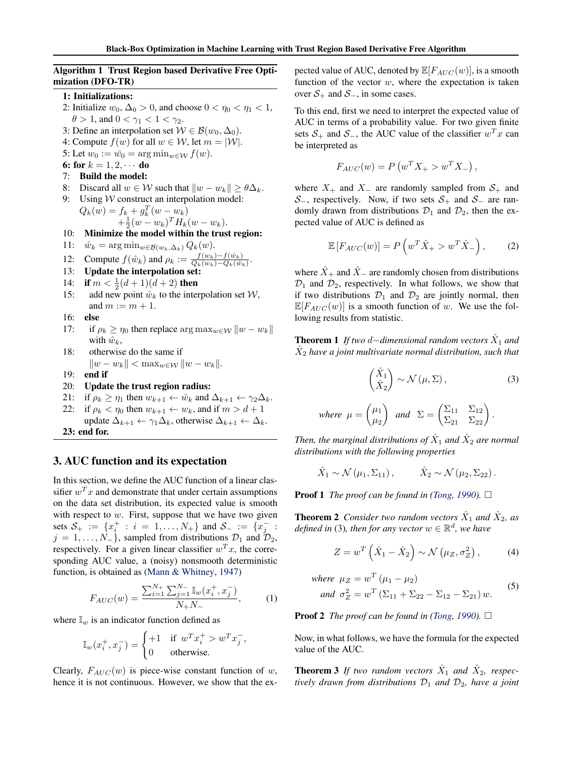**Algorithm 1** Trust Region based Derivative Free Optimization (DFO-TR)

**1: Initializations:**

2: Initialize $w_0$, $\Delta_0 > 0$, and choose $0 < \eta_0 < \eta_1 < 1$, $\theta > 1$, and $0 < \gamma_1 < 1 < \gamma_2$.

3: Define an interpolation set $\mathcal{W} \in \mathcal{B}(w_0, \Delta_0)$.

4: Compute $f(w)$ for all $w \in \mathcal{W}$, let $m = |\mathcal{W}|$.

5: Let $w_0 := \bar{w}_0 = \arg\min_{w \in \mathcal{W}} f(w)$.

**6: for** $k = 1, 2, \cdots$ **do**

7: **Build the model:**

8: Discard all $w \in \mathcal{W}$ such that $\|w - w_k\| \geq \theta \Delta_k$.

9: Using $\mathcal{W}$ construct an interpolation model: $Q_k(w) = f_k + g_k^T(w - w_k) + \frac{1}{2}(w - w_k)^T H_k (w - w_k)$.

10: **Minimize the model within the trust region:**

11: $\hat{w}_k = \arg\min_{w \in \mathcal{B}(w_k, \Delta_k)} Q_k(w)$.

12: Compute $f(\hat{w}_k)$ and $\rho_k := \frac{f(w_k) - f(\hat{w}_k)}{Q_k(w_k) - Q_k(\hat{w}_k)}$.

13: **Update the interpolation set:**

14: **if** $m < \frac{1}{2}(d+1)(d+2)$ **then**

15: add new point $\hat{w}_k$ to the interpolation set $\mathcal{W}$, and $m := m + 1$.

16: **else**

17: if $\rho_k \geq \eta_0$ then replace $\arg\max_{w \in \mathcal{W}} \|w - w_k\|$ with $\hat{w}_k$,

18: otherwise do the same if $\|w - w_k\| < \max_{w \in \mathcal{W}} \|w - w_k\|$.

19: **end if**

20: **Update the trust region radius:**

21: if $\rho_k \geq \eta_1$ then $w_{k+1} \leftarrow \hat{w}_k$ and $\Delta_{k+1} \leftarrow \gamma_2 \Delta_k$.

22: if $\rho_k < \eta_0$ then $w_{k+1} \leftarrow w_k$, and if $m > d + 1$ update $\Delta_{k+1} \leftarrow \gamma_1 \Delta_k$, otherwise $\Delta_{k+1} \leftarrow \Delta_k$.

**23: end for.**

## 3. AUC function and its expectation

In this section, we define the AUC function of a linear classifier $w^T x$ and demonstrate that under certain assumptions on the data set distribution, its expected value is smooth with respect to $w$. First, suppose that we have two given sets $\mathcal{S}_+ := \{x_i^+ : i = 1, \ldots, N_+\}$ and $\mathcal{S}_- := \{x_j^- : j = 1, \ldots, N_-\}$, sampled from distributions $\mathcal{D}_1$ and $\mathcal{D}_2$, respectively. For a given linear classifier $w^T x$, the corresponding AUC value, a (noisy) nonsmooth deterministic function, is obtained as (Mann & Whitney, 1947)

$$F_{AUC}(w) = \frac{\sum_{i=1}^{N_+} \sum_{j=1}^{N_-} \mathbb{I}_w(x_i^+, x_j^-)}{N_+ N_-}, \tag{1}$$

where $\mathbb{I}_w$ is an indicator function defined as

$$\mathbb{I}_w(x_i^+, x_j^-) = \begin{cases} +1 & \text{if } w^T x_i^+ > w^T x_j^-, \\ 0 & \text{otherwise.} \end{cases}$$

Clearly, $F_{AUC}(w)$ is piece-wise constant function of $w$, hence it is not continuous. However, we show that the expected value of AUC, denoted by $\mathbb{E}[F_{AUC}(w)]$, is a smooth function of the vector $w$, where the expectation is taken over $\mathcal{S}_+$ and $\mathcal{S}_-$, in some cases.

To this end, first we need to interpret the expected value of AUC in terms of a probability value. For two given finite sets $\mathcal{S}_+$ and $\mathcal{S}_-$, the AUC value of the classifier $w^T x$ can be interpreted as

$$F_{AUC}(w) = P\left(w^T X_+ > w^T X_-\right),$$

where $X_+$ and $X_-$ are randomly sampled from $\mathcal{S}_+$ and $\mathcal{S}_-$, respectively. Now, if two sets $\mathcal{S}_+$ and $\mathcal{S}_-$ are randomly drawn from distributions $\mathcal{D}_1$ and $\mathcal{D}_2$, then the expected value of AUC is defined as

$$\mathbb{E}\left[F_{AUC}(w)\right] = P\left(w^T \hat{X}_+ > w^T \hat{X}_-\right), \tag{2}$$

where $\hat{X}_+$ and $\hat{X}_-$ are randomly chosen from distributions $\mathcal{D}_1$ and $\mathcal{D}_2$, respectively. In what follows, we show that if two distributions $\mathcal{D}_1$ and $\mathcal{D}_2$ are jointly normal, then $\mathbb{E}[F_{AUC}(w)]$ is a smooth function of $w$. We use the following results from statistic.

**Theorem 1** *If two $d-$dimensional random vectors $\hat{X}_1$ and $\hat{X}_2$ have a joint multivariate normal distribution, such that*

$$\begin{pmatrix} \hat{X}_1 \\ \hat{X}_2 \end{pmatrix} \sim \mathcal{N}(\mu, \Sigma), \tag{3}$$

$$\textit{where } \mu = \begin{pmatrix} \mu_1 \\ \mu_2 \end{pmatrix} \textit{ and } \Sigma = \begin{pmatrix} \Sigma_{11} & \Sigma_{12} \\ \Sigma_{21} & \Sigma_{22} \end{pmatrix}.$$

*Then, the marginal distributions of $\hat{X}_1$ and $\hat{X}_2$ are normal distributions with the following properties*

$$\hat{X}_1 \sim \mathcal{N}(\mu_1, \Sigma_{11}), \qquad \hat{X}_2 \sim \mathcal{N}(\mu_2, \Sigma_{22}).$$

**Proof 1** *The proof can be found in (Tong, 1990).* □

**Theorem 2** *Consider two random vectors $\hat{X}_1$ and $\hat{X}_2$, as defined in (3), then for any vector $w \in \mathbb{R}^d$, we have*

$$Z = w^T\left(\hat{X}_1 - \hat{X}_2\right) \sim \mathcal{N}\left(\mu_Z, \sigma_Z^2\right), \tag{4}$$

$$\begin{aligned} \textit{where } & \mu_Z = w^T(\mu_1 - \mu_2) \\ \textit{and } & \sigma_Z^2 = w^T(\Sigma_{11} + \Sigma_{22} - \Sigma_{12} - \Sigma_{21})\, w. \end{aligned} \tag{5}$$

**Proof 2** *The proof can be found in (Tong, 1990).* □

Now, in what follows, we have the formula for the expected value of the AUC.

**Theorem 3** *If two random vectors $\hat{X}_1$ and $\hat{X}_2$, respectively drawn from distributions $\mathcal{D}_1$ and $\mathcal{D}_2$, have a joint*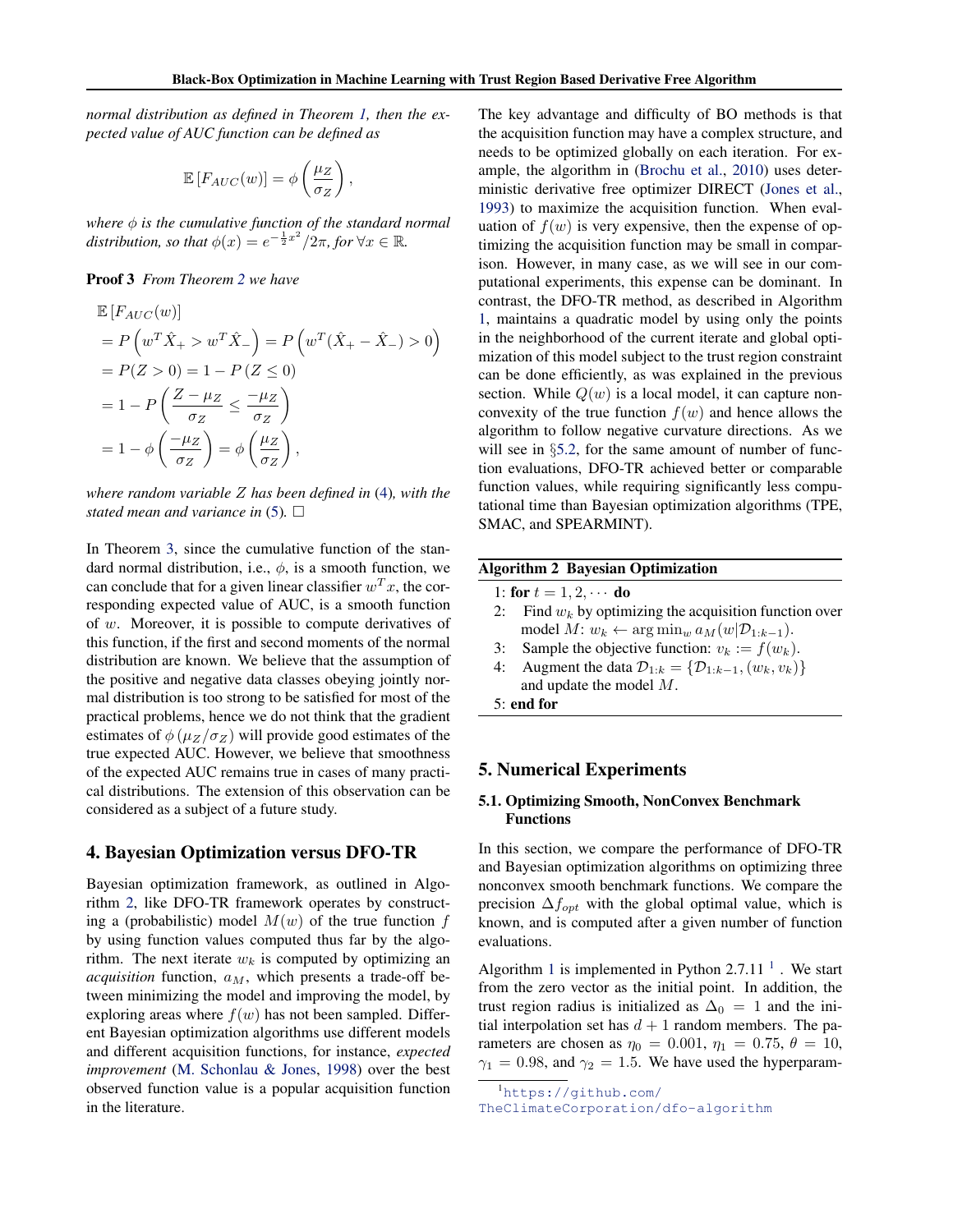*normal distribution as defined in Theorem 1, then the expected value of AUC function can be defined as*

$$\mathbb{E}\left[F_{AUC}(w)\right] = \phi\left(\frac{\mu_Z}{\sigma_Z}\right),$$

*where $\phi$ is the cumulative function of the standard normal distribution, so that $\phi(x) = e^{-\frac{1}{2}x^2}/2\pi$, for $\forall x \in \mathbb{R}$.*

**Proof 3** *From Theorem 2 we have*

$$\begin{aligned}
&\mathbb{E}\left[F_{AUC}(w)\right] \\
&= P\left(w^T\hat{X}_+ > w^T\hat{X}_-\right) = P\left(w^T(\hat{X}_+ - \hat{X}_-) > 0\right) \\
&= P(Z > 0) = 1 - P\left(Z \leq 0\right) \\
&= 1 - P\left(\frac{Z - \mu_Z}{\sigma_Z} \leq \frac{-\mu_Z}{\sigma_Z}\right) \\
&= 1 - \phi\left(\frac{-\mu_Z}{\sigma_Z}\right) = \phi\left(\frac{\mu_Z}{\sigma_Z}\right),
\end{aligned}$$

*where random variable $Z$ has been defined in (4), with the stated mean and variance in (5).* □

In Theorem 3, since the cumulative function of the standard normal distribution, i.e., $\phi$, is a smooth function, we can conclude that for a given linear classifier $w^Tx$, the corresponding expected value of AUC, is a smooth function of $w$. Moreover, it is possible to compute derivatives of this function, if the first and second moments of the normal distribution are known. We believe that the assumption of the positive and negative data classes obeying jointly normal distribution is too strong to be satisfied for most of the practical problems, hence we do not think that the gradient estimates of $\phi\left(\mu_Z/\sigma_Z\right)$ will provide good estimates of the true expected AUC. However, we believe that smoothness of the expected AUC remains true in cases of many practical distributions. The extension of this observation can be considered as a subject of a future study.

## 4. Bayesian Optimization versus DFO-TR

Bayesian optimization framework, as outlined in Algorithm 2, like DFO-TR framework operates by constructing a (probabilistic) model $M(w)$ of the true function $f$ by using function values computed thus far by the algorithm. The next iterate $w_k$ is computed by optimizing an *acquisition* function, $a_M$, which presents a trade-off between minimizing the model and improving the model, by exploring areas where $f(w)$ has not been sampled. Different Bayesian optimization algorithms use different models and different acquisition functions, for instance, *expected improvement* (M. Schonlau & Jones, 1998) over the best observed function value is a popular acquisition function in the literature.

The key advantage and difficulty of BO methods is that the acquisition function may have a complex structure, and needs to be optimized globally on each iteration. For example, the algorithm in (Brochu et al., 2010) uses deterministic derivative free optimizer DIRECT (Jones et al., 1993) to maximize the acquisition function. When evaluation of $f(w)$ is very expensive, then the expense of optimizing the acquisition function may be small in comparison. However, in many case, as we will see in our computational experiments, this expense can be dominant. In contrast, the DFO-TR method, as described in Algorithm 1, maintains a quadratic model by using only the points in the neighborhood of the current iterate and global optimization of this model subject to the trust region constraint can be done efficiently, as was explained in the previous section. While $Q(w)$ is a local model, it can capture nonconvexity of the true function $f(w)$ and hence allows the algorithm to follow negative curvature directions. As we will see in §5.2, for the same amount of number of function evaluations, DFO-TR achieved better or comparable function values, while requiring significantly less computational time than Bayesian optimization algorithms (TPE, SMAC, and SPEARMINT).

**Algorithm 2** Bayesian Optimization

1: **for** $t = 1, 2, \cdots$ **do**
2: Find $w_k$ by optimizing the acquisition function over model $M$: $w_k \leftarrow \arg\min_w a_M(w|\mathcal{D}_{1:k-1})$.
3: Sample the objective function: $v_k := f(w_k)$.
4: Augment the data $\mathcal{D}_{1:k} = \{\mathcal{D}_{1:k-1}, (w_k, v_k)\}$ and update the model $M$.
5: **end for**

## 5. Numerical Experiments

### 5.1. Optimizing Smooth, NonConvex Benchmark Functions

In this section, we compare the performance of DFO-TR and Bayesian optimization algorithms on optimizing three nonconvex smooth benchmark functions. We compare the precision $\Delta f_{opt}$ with the global optimal value, which is known, and is computed after a given number of function evaluations.

Algorithm 1 is implemented in Python 2.7.11 [1]. We start from the zero vector as the initial point. In addition, the trust region radius is initialized as $\Delta_0 = 1$ and the initial interpolation set has $d+1$ random members. The parameters are chosen as $\eta_0 = 0.001$, $\eta_1 = 0.75$, $\theta = 10$, $\gamma_1 = 0.98$, and $\gamma_2 = 1.5$. We have used the hyperparam-

[1] https://github.com/TheClimateCorporation/dfo-algorithm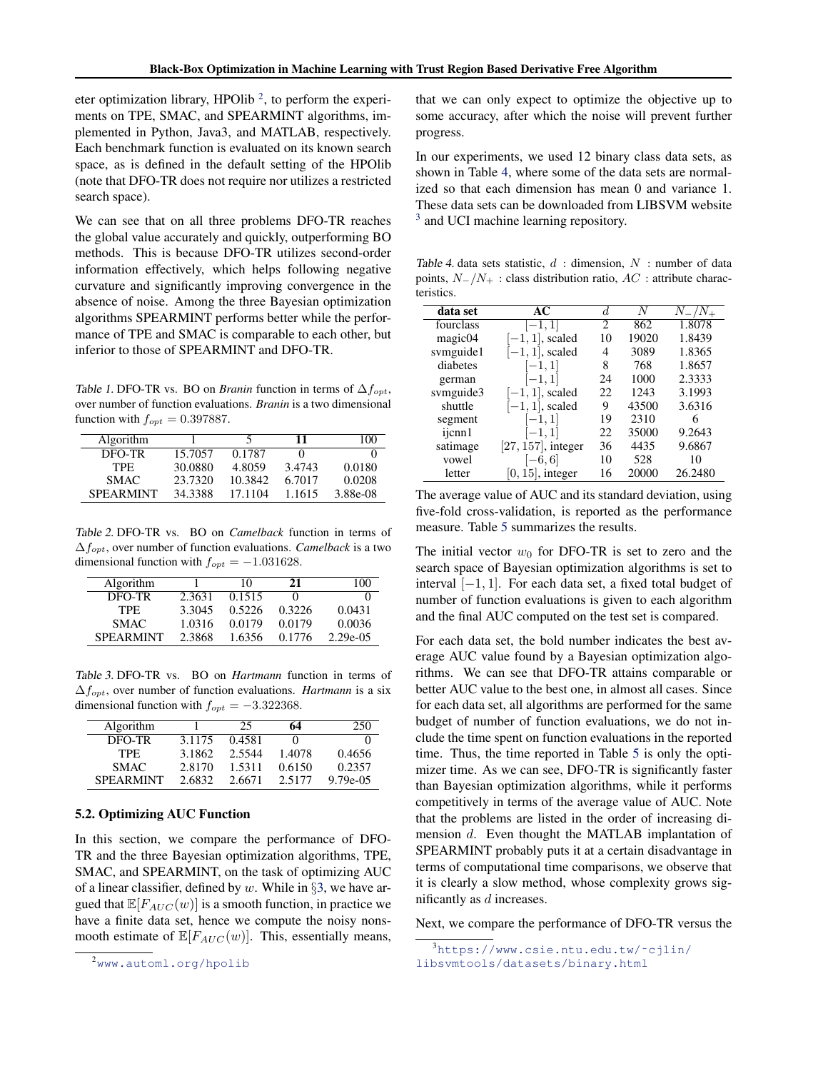eter optimization library, HPOlib [2], to perform the experiments on TPE, SMAC, and SPEARMINT algorithms, implemented in Python, Java3, and MATLAB, respectively. Each benchmark function is evaluated on its known search space, as is defined in the default setting of the HPOlib (note that DFO-TR does not require nor utilizes a restricted search space).

We can see that on all three problems DFO-TR reaches the global value accurately and quickly, outperforming BO methods. This is because DFO-TR utilizes second-order information effectively, which helps following negative curvature and significantly improving convergence in the absence of noise. Among the three Bayesian optimization algorithms SPEARMINT performs better while the performance of TPE and SMAC is comparable to each other, but inferior to those of SPEARMINT and DFO-TR.

Table 1. DFO-TR vs. BO on *Branin* function in terms of $\Delta f_{opt}$, over number of function evaluations. *Branin* is a two dimensional function with $f_{opt} = 0.397887$.

| Algorithm | 1 | 5 | **11** | 100 |
|---|---|---|---|---|
| DFO-TR | 15.7057 | 0.1787 | 0 | 0 |
| TPE | 30.0880 | 4.8059 | 3.4743 | 0.0180 |
| SMAC | 23.7320 | 10.3842 | 6.7017 | 0.0208 |
| SPEARMINT | 34.3388 | 17.1104 | 1.1615 | 3.88e-08 |

Table 2. DFO-TR vs. BO on *Camelback* function in terms of $\Delta f_{opt}$, over number of function evaluations. *Camelback* is a two dimensional function with $f_{opt} = -1.031628$.

| Algorithm | 1 | 10 | **21** | 100 |
|---|---|---|---|---|
| DFO-TR | 2.3631 | 0.1515 | 0 | 0 |
| TPE | 3.3045 | 0.5226 | 0.3226 | 0.0431 |
| SMAC | 1.0316 | 0.0179 | 0.0179 | 0.0036 |
| SPEARMINT | 2.3868 | 1.6356 | 0.1776 | 2.29e-05 |

Table 3. DFO-TR vs. BO on *Hartmann* function in terms of $\Delta f_{opt}$, over number of function evaluations. *Hartmann* is a six dimensional function with $f_{opt} = -3.322368$.

| Algorithm | 1 | 25 | **64** | 250 |
|---|---|---|---|---|
| DFO-TR | 3.1175 | 0.4581 | 0 | 0 |
| TPE | 3.1862 | 2.5544 | 1.4078 | 0.4656 |
| SMAC | 2.8170 | 1.5311 | 0.6150 | 0.2357 |
| SPEARMINT | 2.6832 | 2.6671 | 2.5177 | 9.79e-05 |

## 5.2. Optimizing AUC Function

In this section, we compare the performance of DFO-TR and the three Bayesian optimization algorithms, TPE, SMAC, and SPEARMINT, on the task of optimizing AUC of a linear classifier, defined by $w$. While in §3, we have argued that $\mathbb{E}[F_{AUC}(w)]$ is a smooth function, in practice we have a finite data set, hence we compute the noisy nonsmooth estimate of $\mathbb{E}[F_{AUC}(w)]$. This, essentially means, that we can only expect to optimize the objective up to some accuracy, after which the noise will prevent further progress.

In our experiments, we used 12 binary class data sets, as shown in Table 4, where some of the data sets are normalized so that each dimension has mean 0 and variance 1. These data sets can be downloaded from LIBSVM website [3] and UCI machine learning repository.

Table 4. data sets statistic, $d$ : dimension, $N$ : number of data points, $N_-/N_+$ : class distribution ratio, $AC$ : attribute characteristics.

| data set | AC | $d$ | $N$ | $N_-/N_+$ |
|---|---|---|---|---|
| fourclass | $[-1, 1]$ | 2 | 862 | 1.8078 |
| magic04 | $[-1, 1]$, scaled | 10 | 19020 | 1.8439 |
| svmguide1 | $[-1, 1]$, scaled | 4 | 3089 | 1.8365 |
| diabetes | $[-1, 1]$ | 8 | 768 | 1.8657 |
| german | $[-1, 1]$ | 24 | 1000 | 2.3333 |
| svmguide3 | $[-1, 1]$, scaled | 22 | 1243 | 3.1993 |
| shuttle | $[-1, 1]$, scaled | 9 | 43500 | 3.6316 |
| segment | $[-1, 1]$ | 19 | 2310 | 6 |
| ijcnn1 | $[-1, 1]$ | 22 | 35000 | 9.2643 |
| satimage | $[27, 157]$, integer | 36 | 4435 | 9.6867 |
| vowel | $[-6, 6]$ | 10 | 528 | 10 |
| letter | $[0, 15]$, integer | 16 | 20000 | 26.2480 |

The average value of AUC and its standard deviation, using five-fold cross-validation, is reported as the performance measure. Table 5 summarizes the results.

The initial vector $w_0$ for DFO-TR is set to zero and the search space of Bayesian optimization algorithms is set to interval $[-1, 1]$. For each data set, a fixed total budget of number of function evaluations is given to each algorithm and the final AUC computed on the test set is compared.

For each data set, the bold number indicates the best average AUC value found by a Bayesian optimization algorithms. We can see that DFO-TR attains comparable or better AUC value to the best one, in almost all cases. Since for each data set, all algorithms are performed for the same budget of number of function evaluations, we do not include the time spent on function evaluations in the reported time. Thus, the time reported in Table 5 is only the optimizer time. As we can see, DFO-TR is significantly faster than Bayesian optimization algorithms, while it performs competitively in terms of the average value of AUC. Note that the problems are listed in the order of increasing dimension $d$. Even thought the MATLAB implantation of SPEARMINT probably puts it at a certain disadvantage in terms of computational time comparisons, we observe that it is clearly a slow method, whose complexity grows significantly as $d$ increases.

Next, we compare the performance of DFO-TR versus the

[2] www.automl.org/hpolib

[3] https://www.csie.ntu.edu.tw/~cjlin/libsvmtools/datasets/binary.html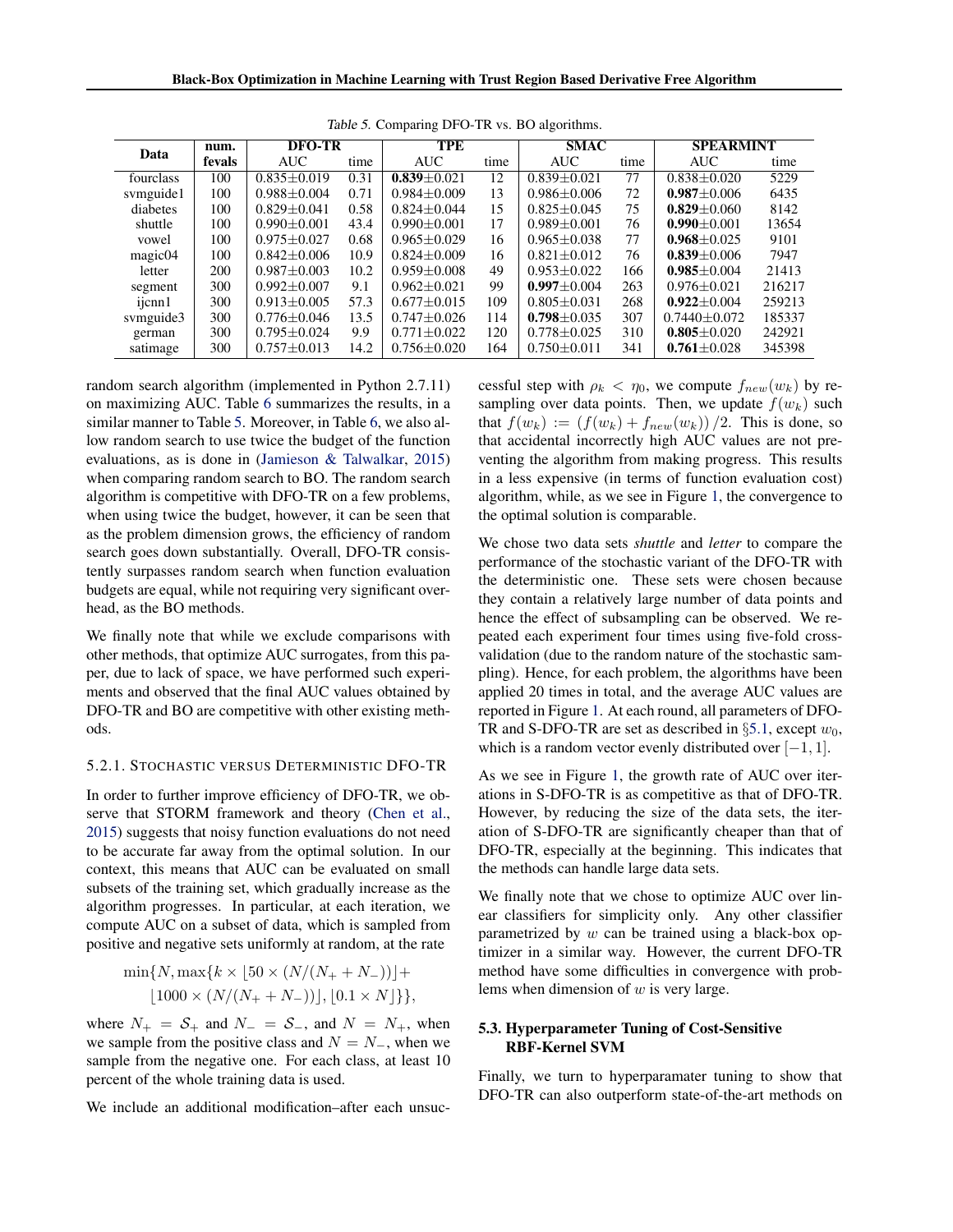Table 5. Comparing DFO-TR vs. BO algorithms.

| Data | num. fevals | DFO-TR | | TPE | | SMAC | | SPEARMINT | |
|---|---|---|---|---|---|---|---|---|---|
| | | AUC | time | AUC | time | AUC | time | AUC | time |
| fourclass | 100 | 0.835±0.019 | 0.31 | **0.839**±0.021 | 12 | 0.839±0.021 | 77 | 0.838±0.020 | 5229 |
| svmguide1 | 100 | 0.988±0.004 | 0.71 | 0.984±0.009 | 13 | 0.986±0.006 | 72 | **0.987**±0.006 | 6435 |
| diabetes | 100 | 0.829±0.041 | 0.58 | 0.824±0.044 | 15 | 0.825±0.045 | 75 | **0.829**±0.060 | 8142 |
| shuttle | 100 | 0.990±0.001 | 43.4 | 0.990±0.001 | 17 | 0.989±0.001 | 76 | **0.990**±0.001 | 13654 |
| vowel | 100 | 0.975±0.027 | 0.68 | 0.965±0.029 | 16 | 0.965±0.038 | 77 | **0.968**±0.025 | 9101 |
| magic04 | 100 | 0.842±0.006 | 10.9 | 0.824±0.009 | 16 | 0.821±0.012 | 76 | **0.839**±0.006 | 7947 |
| letter | 200 | 0.987±0.003 | 10.2 | 0.959±0.008 | 49 | 0.953±0.022 | 166 | **0.985**±0.004 | 21413 |
| segment | 300 | 0.992±0.007 | 9.1 | 0.962±0.021 | 99 | **0.997**±0.004 | 263 | 0.976±0.021 | 216217 |
| ijcnn1 | 300 | 0.913±0.005 | 57.3 | 0.677±0.015 | 109 | 0.805±0.031 | 268 | **0.922**±0.004 | 259213 |
| svmguide3 | 300 | 0.776±0.046 | 13.5 | 0.747±0.026 | 114 | **0.798**±0.035 | 307 | 0.7440±0.072 | 185337 |
| german | 300 | 0.795±0.024 | 9.9 | 0.771±0.022 | 120 | 0.778±0.025 | 310 | **0.805**±0.020 | 242921 |
| satimage | 300 | 0.757±0.013 | 14.2 | 0.756±0.020 | 164 | 0.750±0.011 | 341 | **0.761**±0.028 | 345398 |

random search algorithm (implemented in Python 2.7.11) on maximizing AUC. Table 6 summarizes the results, in a similar manner to Table 5. Moreover, in Table 6, we also allow random search to use twice the budget of the function evaluations, as is done in (Jamieson & Talwalkar, 2015) when comparing random search to BO. The random search algorithm is competitive with DFO-TR on a few problems, when using twice the budget, however, it can be seen that as the problem dimension grows, the efficiency of random search goes down substantially. Overall, DFO-TR consistently surpasses random search when function evaluation budgets are equal, while not requiring very significant overhead, as the BO methods.

We finally note that while we exclude comparisons with other methods, that optimize AUC surrogates, from this paper, due to lack of space, we have performed such experiments and observed that the final AUC values obtained by DFO-TR and BO are competitive with other existing methods.

### 5.2.1. Stochastic versus Deterministic DFO-TR

In order to further improve efficiency of DFO-TR, we observe that STORM framework and theory (Chen et al., 2015) suggests that noisy function evaluations do not need to be accurate far away from the optimal solution. In our context, this means that AUC can be evaluated on small subsets of the training set, which gradually increase as the algorithm progresses. In particular, at each iteration, we compute AUC on a subset of data, which is sampled from positive and negative sets uniformly at random, at the rate

$$\min\{N, \max\{k \times \lfloor 50 \times (N/(N_+ + N_-)) \rfloor + \lfloor 1000 \times (N/(N_+ + N_-)) \rfloor, \lfloor 0.1 \times N \rfloor\}\},$$

where $N_+ = \mathcal{S}_+$ and $N_- = \mathcal{S}_-$, and $N = N_+$, when we sample from the positive class and $N = N_-$, when we sample from the negative one. For each class, at least 10 percent of the whole training data is used.

We include an additional modification–after each unsuccessful step with $\rho_k < \eta_0$, we compute $f_{new}(w_k)$ by resampling over data points. Then, we update $f(w_k)$ such that $f(w_k) := (f(w_k) + f_{new}(w_k))/2$. This is done, so that accidental incorrectly high AUC values are not preventing the algorithm from making progress. This results in a less expensive (in terms of function evaluation cost) algorithm, while, as we see in Figure 1, the convergence to the optimal solution is comparable.

We chose two data sets *shuttle* and *letter* to compare the performance of the stochastic variant of the DFO-TR with the deterministic one. These sets were chosen because they contain a relatively large number of data points and hence the effect of subsampling can be observed. We repeated each experiment four times using five-fold cross-validation (due to the random nature of the stochastic sampling). Hence, for each problem, the algorithms have been applied 20 times in total, and the average AUC values are reported in Figure 1. At each round, all parameters of DFO-TR and S-DFO-TR are set as described in §5.1, except $w_0$, which is a random vector evenly distributed over $[-1, 1]$.

As we see in Figure 1, the growth rate of AUC over iterations in S-DFO-TR is as competitive as that of DFO-TR. However, by reducing the size of the data sets, the iteration of S-DFO-TR are significantly cheaper than that of DFO-TR, especially at the beginning. This indicates that the methods can handle large data sets.

We finally note that we chose to optimize AUC over linear classifiers for simplicity only. Any other classifier parametrized by $w$ can be trained using a black-box optimizer in a similar way. However, the current DFO-TR method have some difficulties in convergence with problems when dimension of $w$ is very large.

## 5.3. Hyperparameter Tuning of Cost-Sensitive RBF-Kernel SVM

Finally, we turn to hyperparamater tuning to show that DFO-TR can also outperform state-of-the-art methods on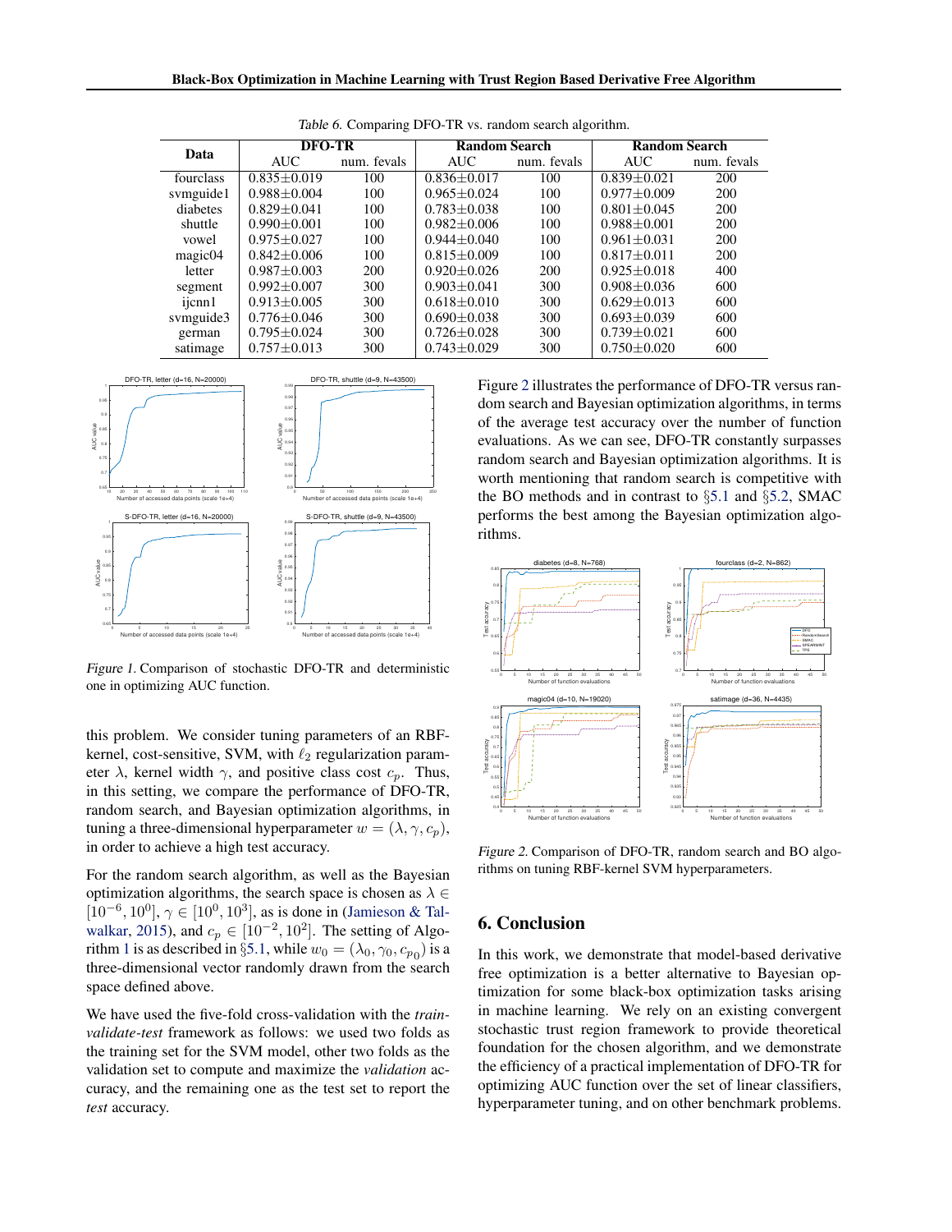Table 6. Comparing DFO-TR vs. random search algorithm.

| Data | DFO-TR | | Random Search | | Random Search | |
|---|---|---|---|---|---|---|
| | AUC | num. fevals | AUC | num. fevals | AUC | num. fevals |
| fourclass | 0.835±0.019 | 100 | 0.836±0.017 | 100 | 0.839±0.021 | 200 |
| svmguide1 | 0.988±0.004 | 100 | 0.965±0.024 | 100 | 0.977±0.009 | 200 |
| diabetes | 0.829±0.041 | 100 | 0.783±0.038 | 100 | 0.801±0.045 | 200 |
| shuttle | 0.990±0.001 | 100 | 0.982±0.006 | 100 | 0.988±0.001 | 200 |
| vowel | 0.975±0.027 | 100 | 0.944±0.040 | 100 | 0.961±0.031 | 200 |
| magic04 | 0.842±0.006 | 100 | 0.815±0.009 | 100 | 0.817±0.011 | 200 |
| letter | 0.987±0.003 | 200 | 0.920±0.026 | 200 | 0.925±0.018 | 400 |
| segment | 0.992±0.007 | 300 | 0.903±0.041 | 300 | 0.908±0.036 | 600 |
| ijcnn1 | 0.913±0.005 | 300 | 0.618±0.010 | 300 | 0.629±0.013 | 600 |
| svmguide3 | 0.776±0.046 | 300 | 0.690±0.038 | 300 | 0.693±0.039 | 600 |
| german | 0.795±0.024 | 300 | 0.726±0.028 | 300 | 0.739±0.021 | 600 |
| satimage | 0.757±0.013 | 300 | 0.743±0.029 | 300 | 0.750±0.020 | 600 |

Figure 1. Comparison of stochastic DFO-TR and deterministic one in optimizing AUC function.

this problem. We consider tuning parameters of an RBF-kernel, cost-sensitive, SVM, with $\ell_2$ regularization parameter $\lambda$, kernel width $\gamma$, and positive class cost $c_p$. Thus, in this setting, we compare the performance of DFO-TR, random search, and Bayesian optimization algorithms, in tuning a three-dimensional hyperparameter $w = (\lambda, \gamma, c_p)$, in order to achieve a high test accuracy.

For the random search algorithm, as well as the Bayesian optimization algorithms, the search space is chosen as $\lambda \in [10^{-6}, 10^{0}]$, $\gamma \in [10^{0}, 10^{3}]$, as is done in (Jamieson & Talwalkar, 2015), and $c_p \in [10^{-2}, 10^{2}]$. The setting of Algorithm 1 is as described in §5.1, while $w_0 = (\lambda_0, \gamma_0, c_{p_0})$ is a three-dimensional vector randomly drawn from the search space defined above.

We have used the five-fold cross-validation with the *train-validate-test* framework as follows: we used two folds as the training set for the SVM model, other two folds as the validation set to compute and maximize the *validation* accuracy, and the remaining one as the test set to report the *test* accuracy.

Figure 2 illustrates the performance of DFO-TR versus random search and Bayesian optimization algorithms, in terms of the average test accuracy over the number of function evaluations. As we can see, DFO-TR constantly surpasses random search and Bayesian optimization algorithms. It is worth mentioning that random search is competitive with the BO methods and in contrast to §5.1 and §5.2, SMAC performs the best among the Bayesian optimization algorithms.

Figure 2. Comparison of DFO-TR, random search and BO algorithms on tuning RBF-kernel SVM hyperparameters.

## 6. Conclusion

In this work, we demonstrate that model-based derivative free optimization is a better alternative to Bayesian optimization for some black-box optimization tasks arising in machine learning. We rely on an existing convergent stochastic trust region framework to provide theoretical foundation for the chosen algorithm, and we demonstrate the efficiency of a practical implementation of DFO-TR for optimizing AUC function over the set of linear classifiers, hyperparameter tuning, and on other benchmark problems.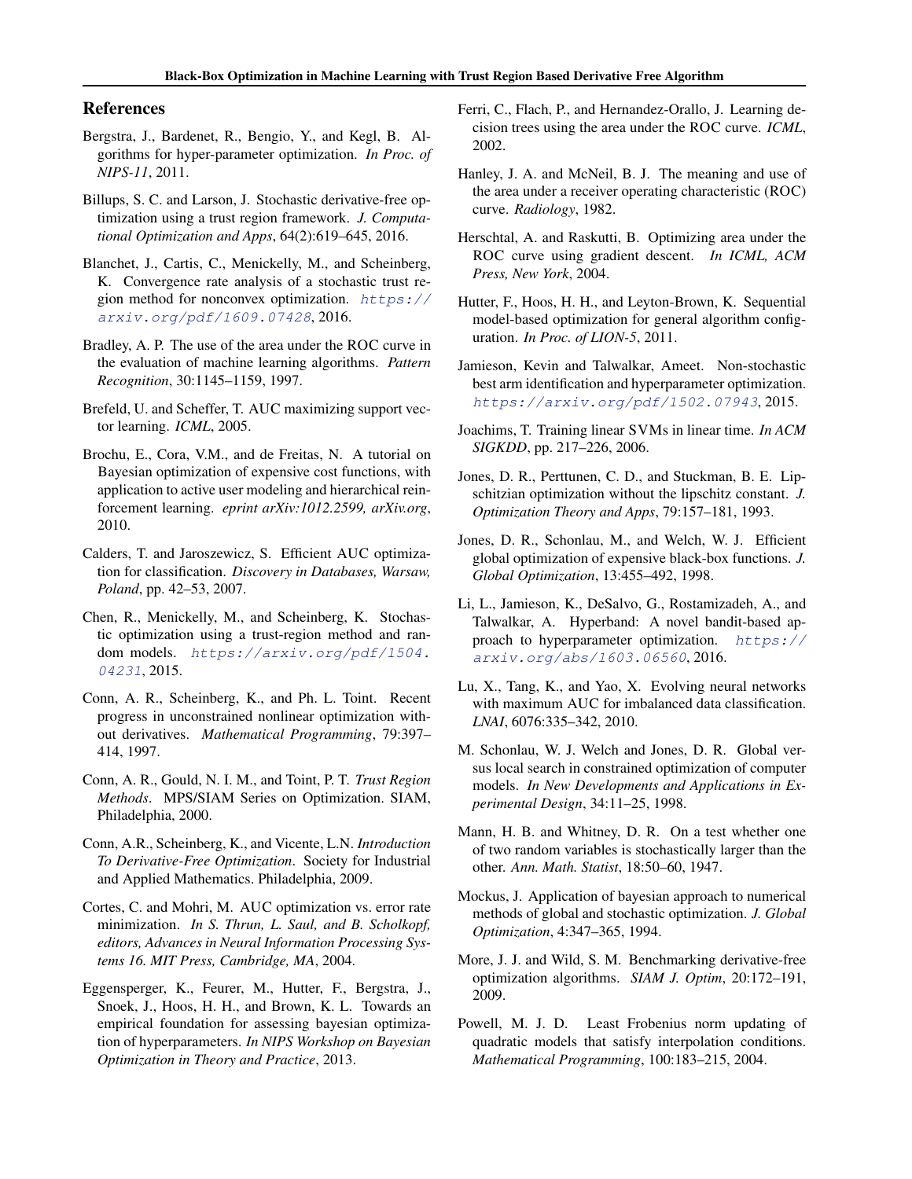## References

Bergstra, J., Bardenet, R., Bengio, Y., and Kegl, B. Algorithms for hyper-parameter optimization. *In Proc. of NIPS-11*, 2011.

Billups, S. C. and Larson, J. Stochastic derivative-free optimization using a trust region framework. *J. Computational Optimization and Apps*, 64(2):619–645, 2016.

Blanchet, J., Cartis, C., Menickelly, M., and Scheinberg, K. Convergence rate analysis of a stochastic trust region method for nonconvex optimization. https://arxiv.org/pdf/1609.07428, 2016.

Bradley, A. P. The use of the area under the ROC curve in the evaluation of machine learning algorithms. *Pattern Recognition*, 30:1145–1159, 1997.

Brefeld, U. and Scheffer, T. AUC maximizing support vector learning. *ICML*, 2005.

Brochu, E., Cora, V.M., and de Freitas, N. A tutorial on Bayesian optimization of expensive cost functions, with application to active user modeling and hierarchical reinforcement learning. *eprint arXiv:1012.2599, arXiv.org*, 2010.

Calders, T. and Jaroszewicz, S. Efficient AUC optimization for classification. *Discovery in Databases, Warsaw, Poland*, pp. 42–53, 2007.

Chen, R., Menickelly, M., and Scheinberg, K. Stochastic optimization using a trust-region method and random models. https://arxiv.org/pdf/1504.04231, 2015.

Conn, A. R., Scheinberg, K., and Ph. L. Toint. Recent progress in unconstrained nonlinear optimization without derivatives. *Mathematical Programming*, 79:397–414, 1997.

Conn, A. R., Gould, N. I. M., and Toint, P. T. *Trust Region Methods*. MPS/SIAM Series on Optimization. SIAM, Philadelphia, 2000.

Conn, A.R., Scheinberg, K., and Vicente, L.N. *Introduction To Derivative-Free Optimization*. Society for Industrial and Applied Mathematics. Philadelphia, 2009.

Cortes, C. and Mohri, M. AUC optimization vs. error rate minimization. *In S. Thrun, L. Saul, and B. Scholkopf, editors, Advances in Neural Information Processing Systems 16. MIT Press, Cambridge, MA*, 2004.

Eggensperger, K., Feurer, M., Hutter, F., Bergstra, J., Snoek, J., Hoos, H. H., and Brown, K. L. Towards an empirical foundation for assessing bayesian optimization of hyperparameters. *In NIPS Workshop on Bayesian Optimization in Theory and Practice*, 2013.

Ferri, C., Flach, P., and Hernandez-Orallo, J. Learning decision trees using the area under the ROC curve. *ICML*, 2002.

Hanley, J. A. and McNeil, B. J. The meaning and use of the area under a receiver operating characteristic (ROC) curve. *Radiology*, 1982.

Herschtal, A. and Raskutti, B. Optimizing area under the ROC curve using gradient descent. *In ICML, ACM Press, New York*, 2004.

Hutter, F., Hoos, H. H., and Leyton-Brown, K. Sequential model-based optimization for general algorithm configuration. *In Proc. of LION-5*, 2011.

Jamieson, Kevin and Talwalkar, Ameet. Non-stochastic best arm identification and hyperparameter optimization. https://arxiv.org/pdf/1502.07943, 2015.

Joachims, T. Training linear SVMs in linear time. *In ACM SIGKDD*, pp. 217–226, 2006.

Jones, D. R., Perttunen, C. D., and Stuckman, B. E. Lipschitzian optimization without the lipschitz constant. *J. Optimization Theory and Apps*, 79:157–181, 1993.

Jones, D. R., Schonlau, M., and Welch, W. J. Efficient global optimization of expensive black-box functions. *J. Global Optimization*, 13:455–492, 1998.

Li, L., Jamieson, K., DeSalvo, G., Rostamizadeh, A., and Talwalkar, A. Hyperband: A novel bandit-based approach to hyperparameter optimization. https://arxiv.org/abs/1603.06560, 2016.

Lu, X., Tang, K., and Yao, X. Evolving neural networks with maximum AUC for imbalanced data classification. *LNAI*, 6076:335–342, 2010.

M. Schonlau, W. J. Welch and Jones, D. R. Global versus local search in constrained optimization of computer models. *In New Developments and Applications in Experimental Design*, 34:11–25, 1998.

Mann, H. B. and Whitney, D. R. On a test whether one of two random variables is stochastically larger than the other. *Ann. Math. Statist*, 18:50–60, 1947.

Mockus, J. Application of bayesian approach to numerical methods of global and stochastic optimization. *J. Global Optimization*, 4:347–365, 1994.

More, J. J. and Wild, S. M. Benchmarking derivative-free optimization algorithms. *SIAM J. Optim*, 20:172–191, 2009.

Powell, M. J. D. Least Frobenius norm updating of quadratic models that satisfy interpolation conditions. *Mathematical Programming*, 100:183–215, 2004.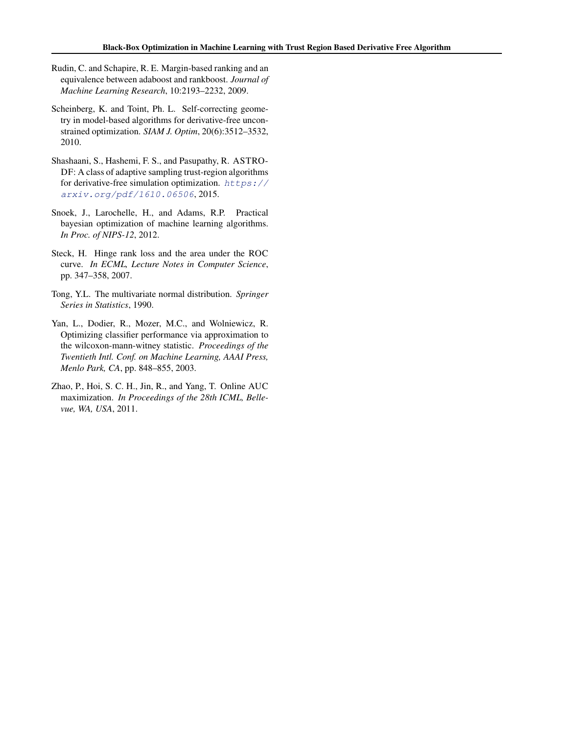Rudin, C. and Schapire, R. E. Margin-based ranking and an equivalence between adaboost and rankboost. *Journal of Machine Learning Research*, 10:2193–2232, 2009.

Scheinberg, K. and Toint, Ph. L. Self-correcting geometry in model-based algorithms for derivative-free unconstrained optimization. *SIAM J. Optim*, 20(6):3512–3532, 2010.

Shashaani, S., Hashemi, F. S., and Pasupathy, R. ASTRO-DF: A class of adaptive sampling trust-region algorithms for derivative-free simulation optimization. https://arxiv.org/pdf/1610.06506, 2015.

Snoek, J., Larochelle, H., and Adams, R.P. Practical bayesian optimization of machine learning algorithms. *In Proc. of NIPS-12*, 2012.

Steck, H. Hinge rank loss and the area under the ROC curve. *In ECML, Lecture Notes in Computer Science*, pp. 347–358, 2007.

Tong, Y.L. The multivariate normal distribution. *Springer Series in Statistics*, 1990.

Yan, L., Dodier, R., Mozer, M.C., and Wolniewicz, R. Optimizing classifier performance via approximation to the wilcoxon-mann-witney statistic. *Proceedings of the Twentieth Intl. Conf. on Machine Learning, AAAI Press, Menlo Park, CA*, pp. 848–855, 2003.

Zhao, P., Hoi, S. C. H., Jin, R., and Yang, T. Online AUC maximization. *In Proceedings of the 28th ICML, Bellevue, WA, USA*, 2011.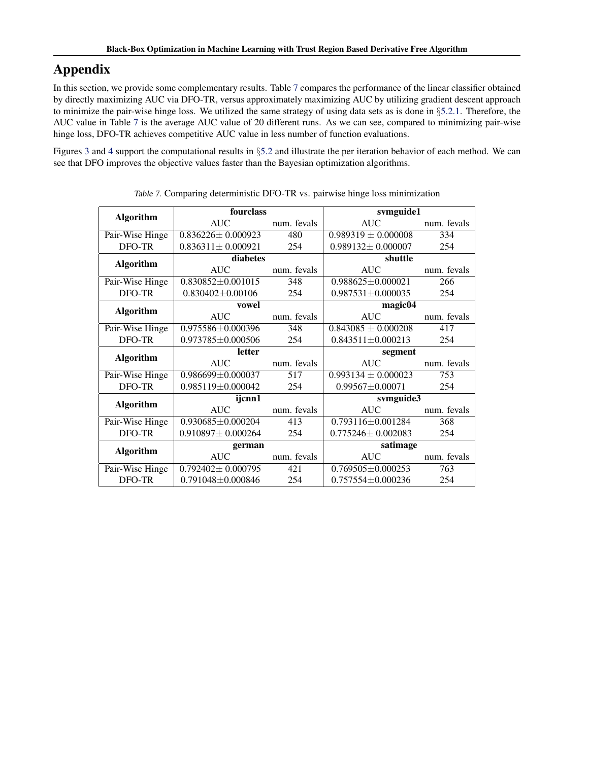# Appendix

In this section, we provide some complementary results. Table 7 compares the performance of the linear classifier obtained by directly maximizing AUC via DFO-TR, versus approximately maximizing AUC by utilizing gradient descent approach to minimize the pair-wise hinge loss. We utilized the same strategy of using data sets as is done in §5.2.1. Therefore, the AUC value in Table 7 is the average AUC value of 20 different runs. As we can see, compared to minimizing pair-wise hinge loss, DFO-TR achieves competitive AUC value in less number of function evaluations.

Figures 3 and 4 support the computational results in §5.2 and illustrate the per iteration behavior of each method. We can see that DFO improves the objective values faster than the Bayesian optimization algorithms.

*Table 7.* Comparing deterministic DFO-TR vs. pairwise hinge loss minimization

| **Algorithm** | **fourclass** | | **svmguide1** | |
|---|---|---|---|---|
| | AUC | num. fevals | AUC | num. fevals |
| Pair-Wise Hinge | 0.836226± 0.000923 | 480 | 0.989319 ± 0.000008 | 334 |
| DFO-TR | 0.836311± 0.000921 | 254 | 0.989132± 0.000007 | 254 |
| **Algorithm** | **diabetes** | | **shuttle** | |
| | AUC | num. fevals | AUC | num. fevals |
| Pair-Wise Hinge | 0.830852±0.001015 | 348 | 0.988625±0.000021 | 266 |
| DFO-TR | 0.830402±0.00106 | 254 | 0.987531±0.000035 | 254 |
| **Algorithm** | **vowel** | | **magic04** | |
| | AUC | num. fevals | AUC | num. fevals |
| Pair-Wise Hinge | 0.975586±0.000396 | 348 | 0.843085 ± 0.000208 | 417 |
| DFO-TR | 0.973785±0.000506 | 254 | 0.843511±0.000213 | 254 |
| **Algorithm** | **letter** | | **segment** | |
| | AUC | num. fevals | AUC | num. fevals |
| Pair-Wise Hinge | 0.986699±0.000037 | 517 | 0.993134 ± 0.000023 | 753 |
| DFO-TR | 0.985119±0.000042 | 254 | 0.99567±0.00071 | 254 |
| **Algorithm** | **ijcnn1** | | **svmguide3** | |
| | AUC | num. fevals | AUC | num. fevals |
| Pair-Wise Hinge | 0.930685±0.000204 | 413 | 0.793116±0.001284 | 368 |
| DFO-TR | 0.910897± 0.000264 | 254 | 0.775246± 0.002083 | 254 |
| **Algorithm** | **german** | | **satimage** | |
| | AUC | num. fevals | AUC | num. fevals |
| Pair-Wise Hinge | 0.792402± 0.000795 | 421 | 0.769505±0.000253 | 763 |
| DFO-TR | 0.791048±0.000846 | 254 | 0.757554±0.000236 | 254 |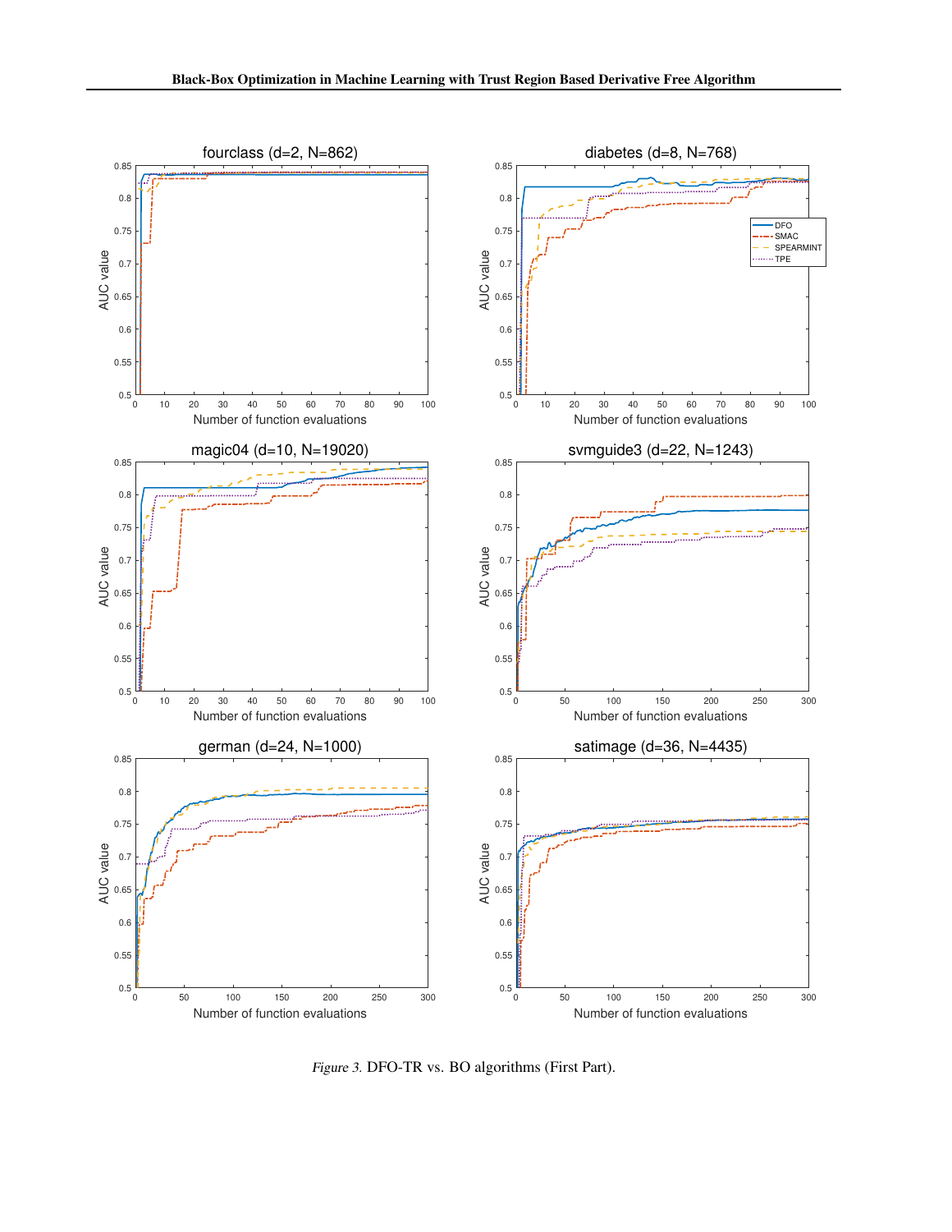Figure 3. DFO-TR vs. BO algorithms (First Part).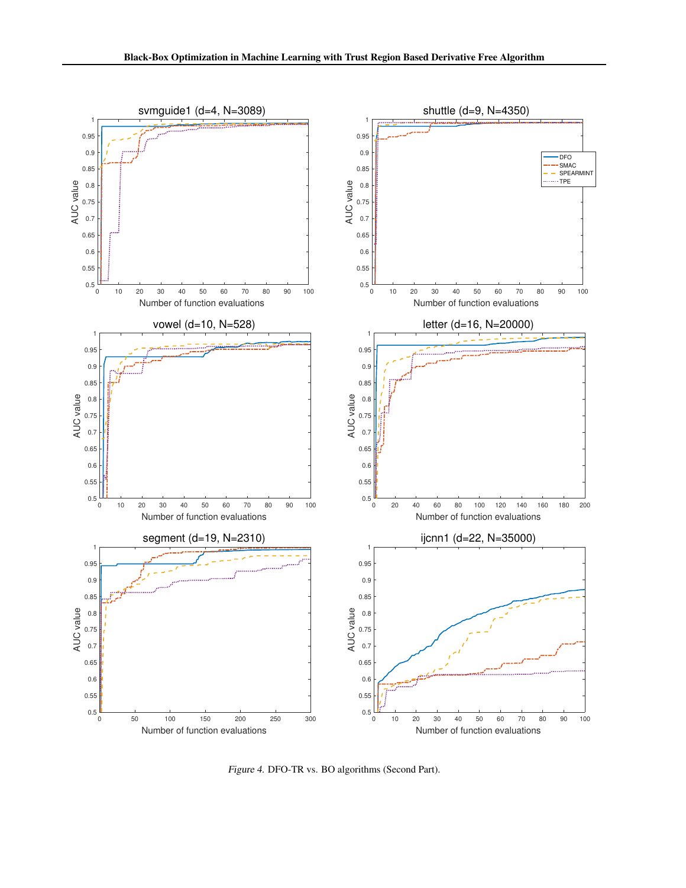svmguide1 (d=4, N=3089)

AUC value

Number of function evaluations

shuttle (d=9, N=4350)

DFO
SMAC
SPEARMINT
TPE

vowel (d=10, N=528)

letter (d=16, N=20000)

segment (d=19, N=2310)

ijcnn1 (d=22, N=35000)

*Figure 4.* DFO-TR vs. BO algorithms (Second Part).